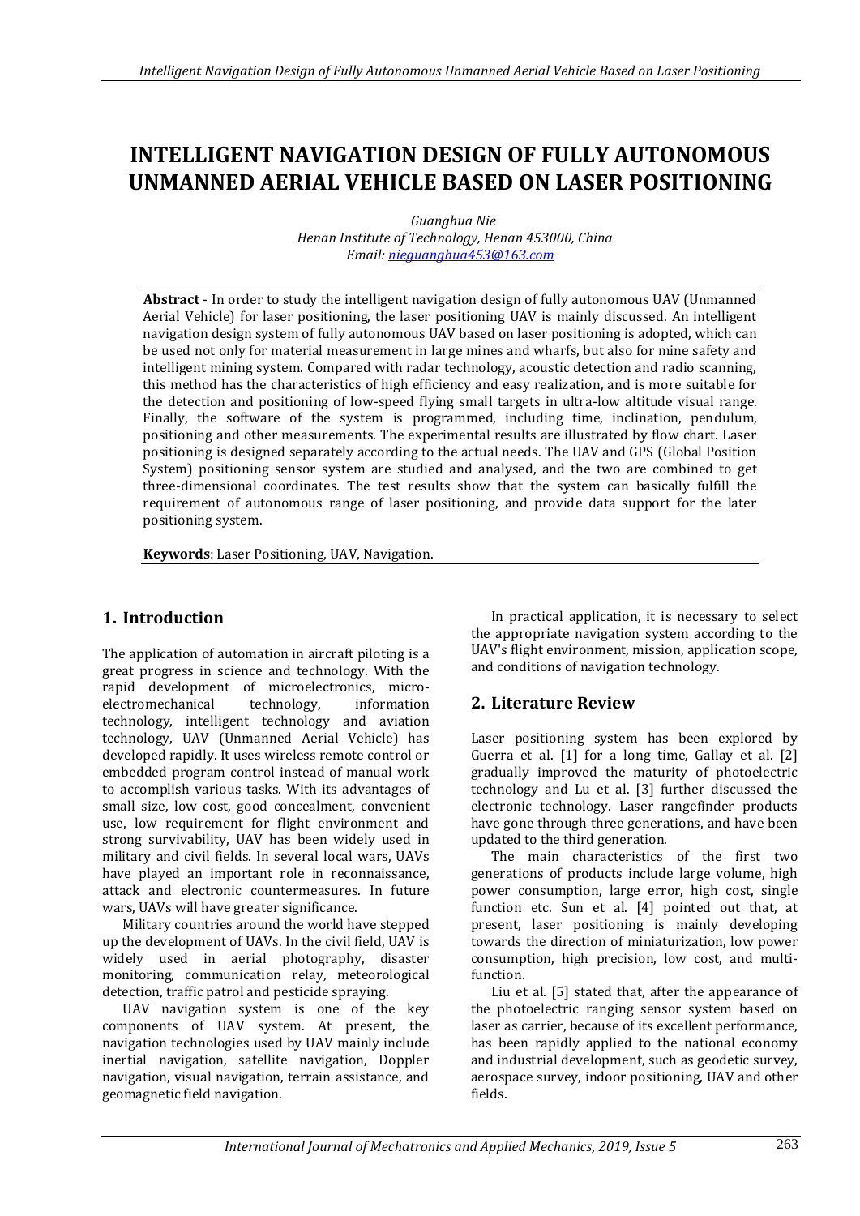# INTELLIGENT NAVIGATION DESIGN OF FULLY AUTONOMOUS UNMANNED AERIAL VEHICLE BASED ON LASER POSITIONING

*Guanghua Nie*
*Henan Institute of Technology, Henan 453000, China*
*Email: nieguanghua453@163.com*

**Abstract** - In order to study the intelligent navigation design of fully autonomous UAV (Unmanned Aerial Vehicle) for laser positioning, the laser positioning UAV is mainly discussed. An intelligent navigation design system of fully autonomous UAV based on laser positioning is adopted, which can be used not only for material measurement in large mines and wharfs, but also for mine safety and intelligent mining system. Compared with radar technology, acoustic detection and radio scanning, this method has the characteristics of high efficiency and easy realization, and is more suitable for the detection and positioning of low-speed flying small targets in ultra-low altitude visual range. Finally, the software of the system is programmed, including time, inclination, pendulum, positioning and other measurements. The experimental results are illustrated by flow chart. Laser positioning is designed separately according to the actual needs. The UAV and GPS (Global Position System) positioning sensor system are studied and analysed, and the two are combined to get three-dimensional coordinates. The test results show that the system can basically fulfill the requirement of autonomous range of laser positioning, and provide data support for the later positioning system.

**Keywords**: Laser Positioning, UAV, Navigation.

## 1. Introduction

The application of automation in aircraft piloting is a great progress in science and technology. With the rapid development of microelectronics, micro-electromechanical technology, information technology, intelligent technology and aviation technology, UAV (Unmanned Aerial Vehicle) has developed rapidly. It uses wireless remote control or embedded program control instead of manual work to accomplish various tasks. With its advantages of small size, low cost, good concealment, convenient use, low requirement for flight environment and strong survivability, UAV has been widely used in military and civil fields. In several local wars, UAVs have played an important role in reconnaissance, attack and electronic countermeasures. In future wars, UAVs will have greater significance.

Military countries around the world have stepped up the development of UAVs. In the civil field, UAV is widely used in aerial photography, disaster monitoring, communication relay, meteorological detection, traffic patrol and pesticide spraying.

UAV navigation system is one of the key components of UAV system. At present, the navigation technologies used by UAV mainly include inertial navigation, satellite navigation, Doppler navigation, visual navigation, terrain assistance, and geomagnetic field navigation.

In practical application, it is necessary to select the appropriate navigation system according to the UAV's flight environment, mission, application scope, and conditions of navigation technology.

## 2. Literature Review

Laser positioning system has been explored by Guerra et al. [1] for a long time, Gallay et al. [2] gradually improved the maturity of photoelectric technology and Lu et al. [3] further discussed the electronic technology. Laser rangefinder products have gone through three generations, and have been updated to the third generation.

The main characteristics of the first two generations of products include large volume, high power consumption, large error, high cost, single function etc. Sun et al. [4] pointed out that, at present, laser positioning is mainly developing towards the direction of miniaturization, low power consumption, high precision, low cost, and multi-function.

Liu et al. [5] stated that, after the appearance of the photoelectric ranging sensor system based on laser as carrier, because of its excellent performance, has been rapidly applied to the national economy and industrial development, such as geodetic survey, aerospace survey, indoor positioning, UAV and other fields.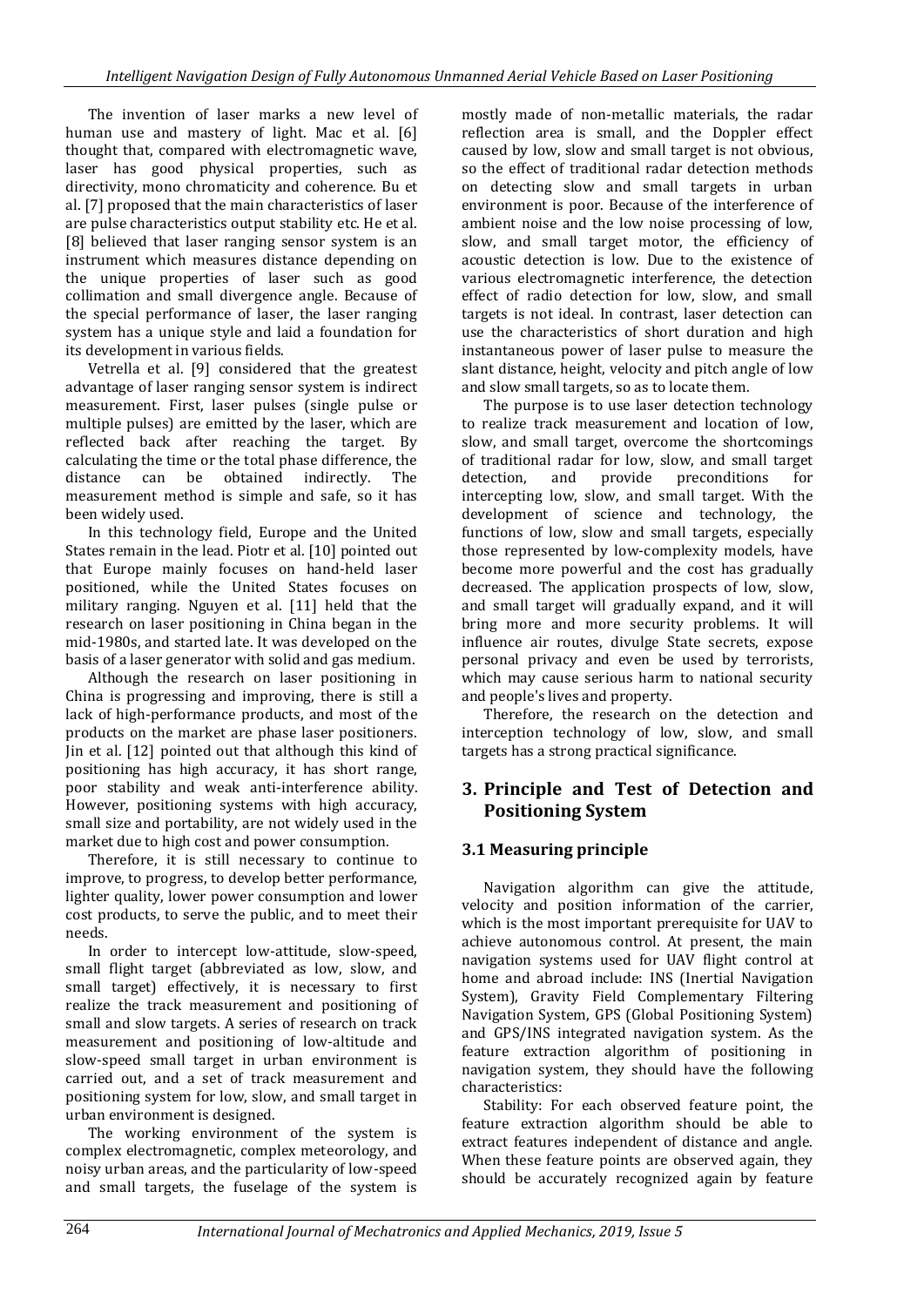The invention of laser marks a new level of human use and mastery of light. Mac et al. [6] thought that, compared with electromagnetic wave, laser has good physical properties, such as directivity, mono chromaticity and coherence. Bu et al. [7] proposed that the main characteristics of laser are pulse characteristics output stability etc. He et al. [8] believed that laser ranging sensor system is an instrument which measures distance depending on the unique properties of laser such as good collimation and small divergence angle. Because of the special performance of laser, the laser ranging system has a unique style and laid a foundation for its development in various fields.

Vetrella et al. [9] considered that the greatest advantage of laser ranging sensor system is indirect measurement. First, laser pulses (single pulse or multiple pulses) are emitted by the laser, which are reflected back after reaching the target. By calculating the time or the total phase difference, the distance can be obtained indirectly. The measurement method is simple and safe, so it has been widely used.

In this technology field, Europe and the United States remain in the lead. Piotr et al. [10] pointed out that Europe mainly focuses on hand-held laser positioned, while the United States focuses on military ranging. Nguyen et al. [11] held that the research on laser positioning in China began in the mid-1980s, and started late. It was developed on the basis of a laser generator with solid and gas medium.

Although the research on laser positioning in China is progressing and improving, there is still a lack of high-performance products, and most of the products on the market are phase laser positioners. Jin et al. [12] pointed out that although this kind of positioning has high accuracy, it has short range, poor stability and weak anti-interference ability. However, positioning systems with high accuracy, small size and portability, are not widely used in the market due to high cost and power consumption.

Therefore, it is still necessary to continue to improve, to progress, to develop better performance, lighter quality, lower power consumption and lower cost products, to serve the public, and to meet their needs.

In order to intercept low-attitude, slow-speed, small flight target (abbreviated as low, slow, and small target) effectively, it is necessary to first realize the track measurement and positioning of small and slow targets. A series of research on track measurement and positioning of low-altitude and slow-speed small target in urban environment is carried out, and a set of track measurement and positioning system for low, slow, and small target in urban environment is designed.

The working environment of the system is complex electromagnetic, complex meteorology, and noisy urban areas, and the particularity of low-speed and small targets, the fuselage of the system is mostly made of non-metallic materials, the radar reflection area is small, and the Doppler effect caused by low, slow and small target is not obvious, so the effect of traditional radar detection methods on detecting slow and small targets in urban environment is poor. Because of the interference of ambient noise and the low noise processing of low, slow, and small target motor, the efficiency of acoustic detection is low. Due to the existence of various electromagnetic interference, the detection effect of radio detection for low, slow, and small targets is not ideal. In contrast, laser detection can use the characteristics of short duration and high instantaneous power of laser pulse to measure the slant distance, height, velocity and pitch angle of low and slow small targets, so as to locate them.

The purpose is to use laser detection technology to realize track measurement and location of low, slow, and small target, overcome the shortcomings of traditional radar for low, slow, and small target detection, and provide preconditions for intercepting low, slow, and small target. With the development of science and technology, the functions of low, slow and small targets, especially those represented by low-complexity models, have become more powerful and the cost has gradually decreased. The application prospects of low, slow, and small target will gradually expand, and it will bring more and more security problems. It will influence air routes, divulge State secrets, expose personal privacy and even be used by terrorists, which may cause serious harm to national security and people's lives and property.

Therefore, the research on the detection and interception technology of low, slow, and small targets has a strong practical significance.

## 3. Principle and Test of Detection and Positioning System

### 3.1 Measuring principle

Navigation algorithm can give the attitude, velocity and position information of the carrier, which is the most important prerequisite for UAV to achieve autonomous control. At present, the main navigation systems used for UAV flight control at home and abroad include: INS (Inertial Navigation System), Gravity Field Complementary Filtering Navigation System, GPS (Global Positioning System) and GPS/INS integrated navigation system. As the feature extraction algorithm of positioning in navigation system, they should have the following characteristics:

Stability: For each observed feature point, the feature extraction algorithm should be able to extract features independent of distance and angle. When these feature points are observed again, they should be accurately recognized again by feature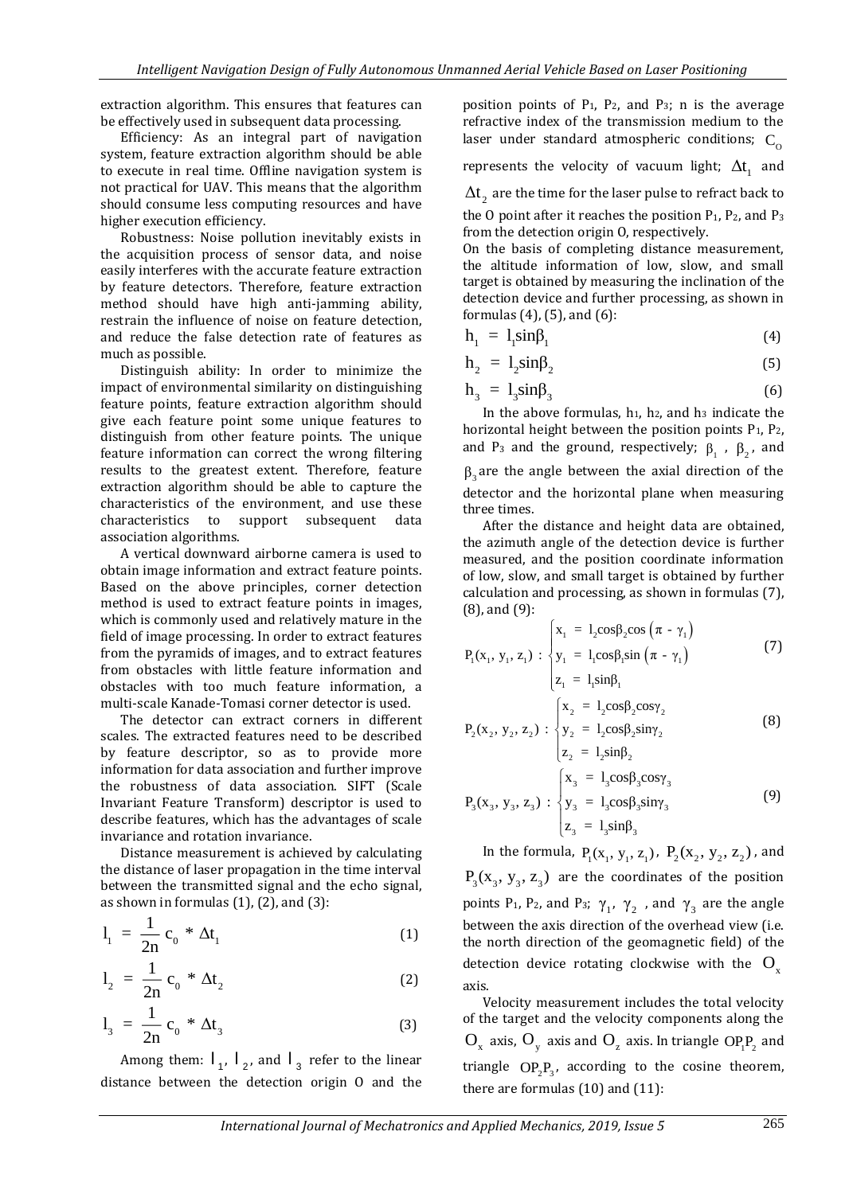extraction algorithm. This ensures that features can be effectively used in subsequent data processing.

Efficiency: As an integral part of navigation system, feature extraction algorithm should be able to execute in real time. Offline navigation system is not practical for UAV. This means that the algorithm should consume less computing resources and have higher execution efficiency.

Robustness: Noise pollution inevitably exists in the acquisition process of sensor data, and noise easily interferes with the accurate feature extraction by feature detectors. Therefore, feature extraction method should have high anti-jamming ability, restrain the influence of noise on feature detection, and reduce the false detection rate of features as much as possible.

Distinguish ability: In order to minimize the impact of environmental similarity on distinguishing feature points, feature extraction algorithm should give each feature point some unique features to distinguish from other feature points. The unique feature information can correct the wrong filtering results to the greatest extent. Therefore, feature extraction algorithm should be able to capture the characteristics of the environment, and use these characteristics to support subsequent data association algorithms.

A vertical downward airborne camera is used to obtain image information and extract feature points. Based on the above principles, corner detection method is used to extract feature points in images, which is commonly used and relatively mature in the field of image processing. In order to extract features from the pyramids of images, and to extract features from obstacles with little feature information and obstacles with too much feature information, a multi-scale Kanade-Tomasi corner detector is used.

The detector can extract corners in different scales. The extracted features need to be described by feature descriptor, so as to provide more information for data association and further improve the robustness of data association. SIFT (Scale Invariant Feature Transform) descriptor is used to describe features, which has the advantages of scale invariance and rotation invariance.

Distance measurement is achieved by calculating the distance of laser propagation in the time interval between the transmitted signal and the echo signal, as shown in formulas (1), (2), and (3):

$$l_1 = \frac{1}{2n} c_0 * \Delta t_1 \tag{1}$$

$$l_2 = \frac{1}{2n} c_0 * \Delta t_2 \tag{2}$$

$$l_3 = \frac{1}{2n} c_0 * \Delta t_3 \tag{3}$$

Among them: $l_1$, $l_2$, and $l_3$ refer to the linear distance between the detection origin O and the position points of P1, P2, and P3; n is the average refractive index of the transmission medium to the laser under standard atmospheric conditions; $C_0$ represents the velocity of vacuum light; $\Delta t_1$ and $\Delta t_2$ are the time for the laser pulse to refract back to the O point after it reaches the position P1, P2, and P3 from the detection origin O, respectively.

On the basis of completing distance measurement, the altitude information of low, slow, and small target is obtained by measuring the inclination of the detection device and further processing, as shown in formulas (4), (5), and (6):

$$h_1 = l_1 \sin\beta_1 \tag{4}$$

$$h_2 = l_2 \sin\beta_2 \tag{5}$$

$$h_3 = l_3 \sin\beta_3 \tag{6}$$

In the above formulas, h1, h2, and h3 indicate the horizontal height between the position points P1, P2, and P3 and the ground, respectively; $\beta_1$, $\beta_2$, and $\beta_3$ are the angle between the axial direction of the detector and the horizontal plane when measuring three times.

After the distance and height data are obtained, the azimuth angle of the detection device is further measured, and the position coordinate information of low, slow, and small target is obtained by further calculation and processing, as shown in formulas (7), (8), and (9):

$$P_1(x_1, y_1, z_1): \begin{cases} x_1 = l_2\cos\beta_2\cos(\pi - \gamma_1) \\ y_1 = l_1\cos\beta_1\sin(\pi - \gamma_1) \\ z_1 = l_1\sin\beta_1 \end{cases} \tag{7}$$

$$P_2(x_2, y_2, z_2): \begin{cases} x_2 = l_2\cos\beta_2\cos\gamma_2 \\ y_2 = l_2\cos\beta_2\sin\gamma_2 \\ z_2 = l_2\sin\beta_2 \end{cases} \tag{8}$$

$$P_3(x_3, y_3, z_3): \begin{cases} x_3 = l_3\cos\beta_3\cos\gamma_3 \\ y_3 = l_3\cos\beta_3\sin\gamma_3 \\ z_3 = l_3\sin\beta_3 \end{cases} \tag{9}$$

In the formula, $P_1(x_1, y_1, z_1)$, $P_2(x_2, y_2, z_2)$, and $P_3(x_3, y_3, z_3)$ are the coordinates of the position points P1, P2, and P3; $\gamma_1$, $\gamma_2$, and $\gamma_3$ are the angle between the axis direction of the overhead view (i.e. the north direction of the geomagnetic field) of the detection device rotating clockwise with the $O_x$ axis.

Velocity measurement includes the total velocity of the target and the velocity components along the $O_x$ axis, $O_y$ axis and $O_z$ axis. In triangle $OP_1P_2$ and triangle $OP_2P_3$, according to the cosine theorem, there are formulas (10) and (11):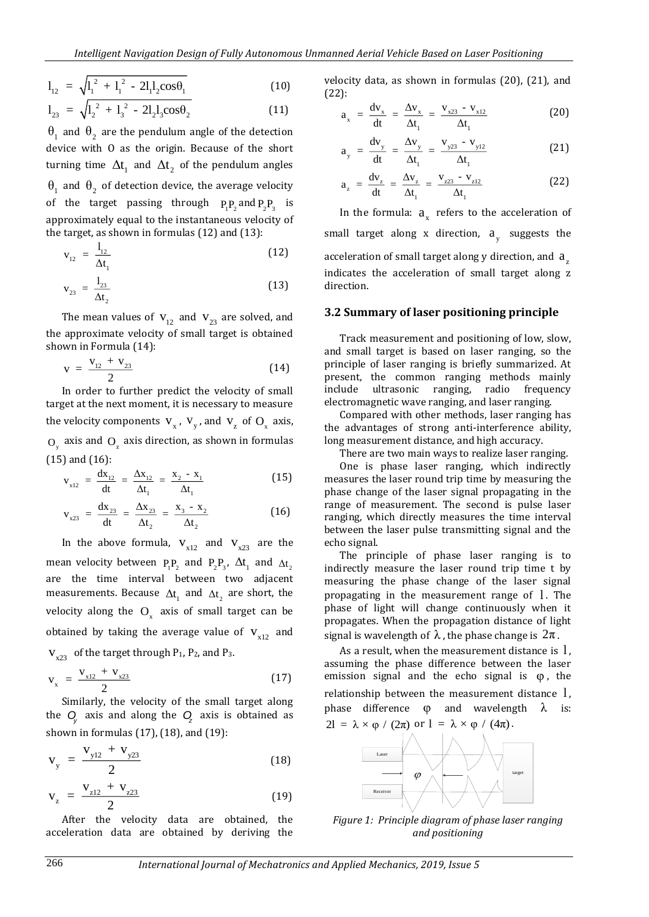$$l_{12} = \sqrt{l_1^2 + l_1^2 - 2l_1l_2\cos\theta_1} \tag{10}$$

$$l_{23} = \sqrt{l_2^2 + l_3^2 - 2l_2l_3\cos\theta_2} \tag{11}$$

$\theta_1$ and $\theta_2$ are the pendulum angle of the detection device with O as the origin. Because of the short turning time $\Delta t_1$ and $\Delta t_2$ of the pendulum angles $\theta_1$ and $\theta_2$ of detection device, the average velocity of the target passing through $P_1P_2$ and $P_2P_3$ is approximately equal to the instantaneous velocity of the target, as shown in formulas (12) and (13):

$$v_{12} = \frac{l_{12}}{\Delta t_1} \tag{12}$$

$$v_{23} = \frac{l_{23}}{\Delta t_2} \tag{13}$$

The mean values of $v_{12}$ and $v_{23}$ are solved, and the approximate velocity of small target is obtained shown in Formula (14):

$$v = \frac{v_{12} + v_{23}}{2} \tag{14}$$

In order to further predict the velocity of small target at the next moment, it is necessary to measure the velocity components $v_x$, $v_y$, and $v_z$ of $O_x$ axis, $O_y$ axis and $O_z$ axis direction, as shown in formulas (15) and (16):

$$v_{x12} = \frac{dx_{12}}{dt} = \frac{\Delta x_{12}}{\Delta t_1} = \frac{x_2 - x_1}{\Delta t_1} \tag{15}$$

$$v_{x23} = \frac{dx_{23}}{dt} = \frac{\Delta x_{23}}{\Delta t_2} = \frac{x_3 - x_2}{\Delta t_2} \tag{16}$$

In the above formula, $v_{x12}$ and $v_{x23}$ are the mean velocity between $P_1P_2$ and $P_2P_3$, $\Delta t_1$ and $\Delta t_2$ are the time interval between two adjacent measurements. Because $\Delta t_1$ and $\Delta t_2$ are short, the velocity along the $O_x$ axis of small target can be obtained by taking the average value of $v_{x12}$ and $v_{x23}$ of the target through $P_1$, $P_2$, and $P_3$.

$$v_x = \frac{v_{x12} + v_{x23}}{2} \tag{17}$$

Similarly, the velocity of the small target along the $O_y$ axis and along the $O_z$ axis is obtained as shown in formulas (17), (18), and (19):

$$v_y = \frac{v_{y12} + v_{y23}}{2} \tag{18}$$

$$v_z = \frac{v_{z12} + v_{z23}}{2} \tag{19}$$

After the velocity data are obtained, the acceleration data are obtained by deriving the velocity data, as shown in formulas (20), (21), and (22):

$$a_x = \frac{dv_x}{dt} = \frac{\Delta v_x}{\Delta t_1} = \frac{v_{x23} - v_{x12}}{\Delta t_1} \tag{20}$$

$$a_y = \frac{dv_y}{dt} = \frac{\Delta v_y}{\Delta t_1} = \frac{v_{y23} - v_{y12}}{\Delta t_1} \tag{21}$$

$$a_z = \frac{dv_z}{dt} = \frac{\Delta v_z}{\Delta t_1} = \frac{v_{z23} - v_{z12}}{\Delta t_1} \tag{22}$$

In the formula: $a_x$ refers to the acceleration of small target along x direction, $a_y$ suggests the acceleration of small target along y direction, and $a_z$ indicates the acceleration of small target along z direction.

### 3.2 Summary of laser positioning principle

Track measurement and positioning of low, slow, and small target is based on laser ranging, so the principle of laser ranging is briefly summarized. At present, the common ranging methods mainly include ultrasonic ranging, radio frequency electromagnetic wave ranging, and laser ranging.

Compared with other methods, laser ranging has the advantages of strong anti-interference ability, long measurement distance, and high accuracy.

There are two main ways to realize laser ranging.

One is phase laser ranging, which indirectly measures the laser round trip time by measuring the phase change of the laser signal propagating in the range of measurement. The second is pulse laser ranging, which directly measures the time interval between the laser pulse transmitting signal and the echo signal.

The principle of phase laser ranging is to indirectly measure the laser round trip time t by measuring the phase change of the laser signal propagating in the measurement range of $l$. The phase of light will change continuously when it propagates. When the propagation distance of light signal is wavelength of $\lambda$, the phase change is $2\pi$.

As a result, when the measurement distance is $l$, assuming the phase difference between the laser emission signal and the echo signal is $\varphi$, the relationship between the measurement distance $l$, phase difference $\varphi$ and wavelength $\lambda$ is: $2l = \lambda \times \varphi / (2\pi)$ or $l = \lambda \times \varphi / (4\pi)$.

*Figure 1: Principle diagram of phase laser ranging and positioning*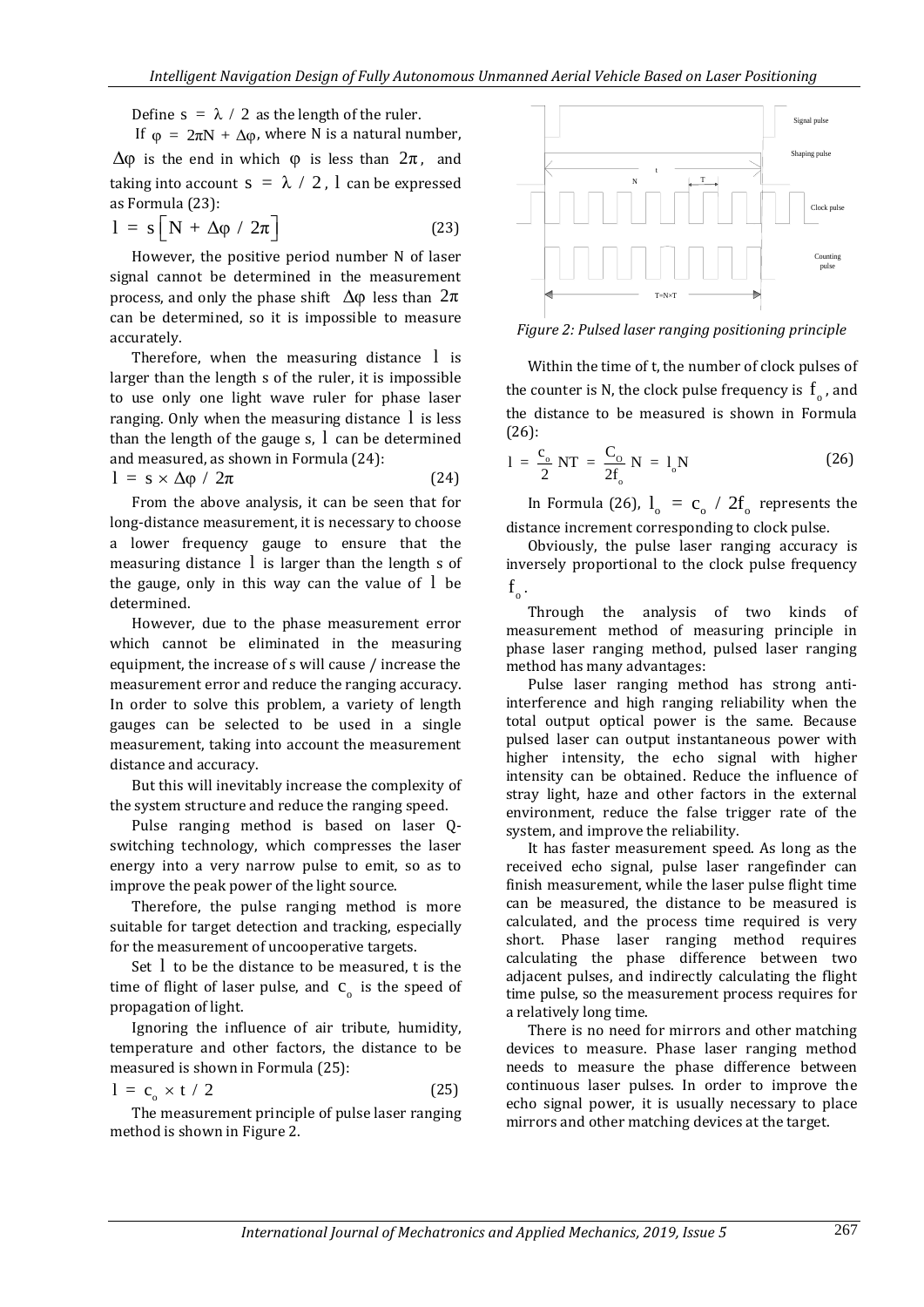Define $s = \lambda / 2$ as the length of the ruler.

If $\varphi = 2\pi N + \Delta\varphi$, where N is a natural number, $\Delta\varphi$ is the end in which $\varphi$ is less than $2\pi$, and taking into account $s = \lambda / 2$, $l$ can be expressed as Formula (23):

$$l = s\left[N + \Delta\varphi / 2\pi\right] \tag{23}$$

However, the positive period number N of laser signal cannot be determined in the measurement process, and only the phase shift $\Delta\varphi$ less than $2\pi$ can be determined, so it is impossible to measure accurately.

Therefore, when the measuring distance $l$ is larger than the length s of the ruler, it is impossible to use only one light wave ruler for phase laser ranging. Only when the measuring distance $l$ is less than the length of the gauge s, $l$ can be determined and measured, as shown in Formula (24):

$$l = s \times \Delta\varphi / 2\pi \tag{24}$$

From the above analysis, it can be seen that for long-distance measurement, it is necessary to choose a lower frequency gauge to ensure that the measuring distance $l$ is larger than the length s of the gauge, only in this way can the value of $l$ be determined.

However, due to the phase measurement error which cannot be eliminated in the measuring equipment, the increase of s will cause / increase the measurement error and reduce the ranging accuracy. In order to solve this problem, a variety of length gauges can be selected to be used in a single measurement, taking into account the measurement distance and accuracy.

But this will inevitably increase the complexity of the system structure and reduce the ranging speed.

Pulse ranging method is based on laser Q-switching technology, which compresses the laser energy into a very narrow pulse to emit, so as to improve the peak power of the light source.

Therefore, the pulse ranging method is more suitable for target detection and tracking, especially for the measurement of uncooperative targets.

Set $l$ to be the distance to be measured, t is the time of flight of laser pulse, and $c_o$ is the speed of propagation of light.

Ignoring the influence of air tribute, humidity, temperature and other factors, the distance to be measured is shown in Formula (25):

$$l = c_o \times t / 2 \tag{25}$$

The measurement principle of pulse laser ranging method is shown in Figure 2.

*Figure 2: Pulsed laser ranging positioning principle*

Within the time of t, the number of clock pulses of the counter is N, the clock pulse frequency is $f_o$, and the distance to be measured is shown in Formula (26):

$$l = \frac{c_o}{2} NT = \frac{C_O}{2f_o} N = l_o N \tag{26}$$

In Formula (26), $l_o = c_o / 2f_o$ represents the distance increment corresponding to clock pulse.

Obviously, the pulse laser ranging accuracy is inversely proportional to the clock pulse frequency $f_o$.

Through the analysis of two kinds of measurement method of measuring principle in phase laser ranging method, pulsed laser ranging method has many advantages:

Pulse laser ranging method has strong anti-interference and high ranging reliability when the total output optical power is the same. Because pulsed laser can output instantaneous power with higher intensity, the echo signal with higher intensity can be obtained. Reduce the influence of stray light, haze and other factors in the external environment, reduce the false trigger rate of the system, and improve the reliability.

It has faster measurement speed. As long as the received echo signal, pulse laser rangefinder can finish measurement, while the laser pulse flight time can be measured, the distance to be measured is calculated, and the process time required is very short. Phase laser ranging method requires calculating the phase difference between two adjacent pulses, and indirectly calculating the flight time pulse, so the measurement process requires for a relatively long time.

There is no need for mirrors and other matching devices to measure. Phase laser ranging method needs to measure the phase difference between continuous laser pulses. In order to improve the echo signal power, it is usually necessary to place mirrors and other matching devices at the target.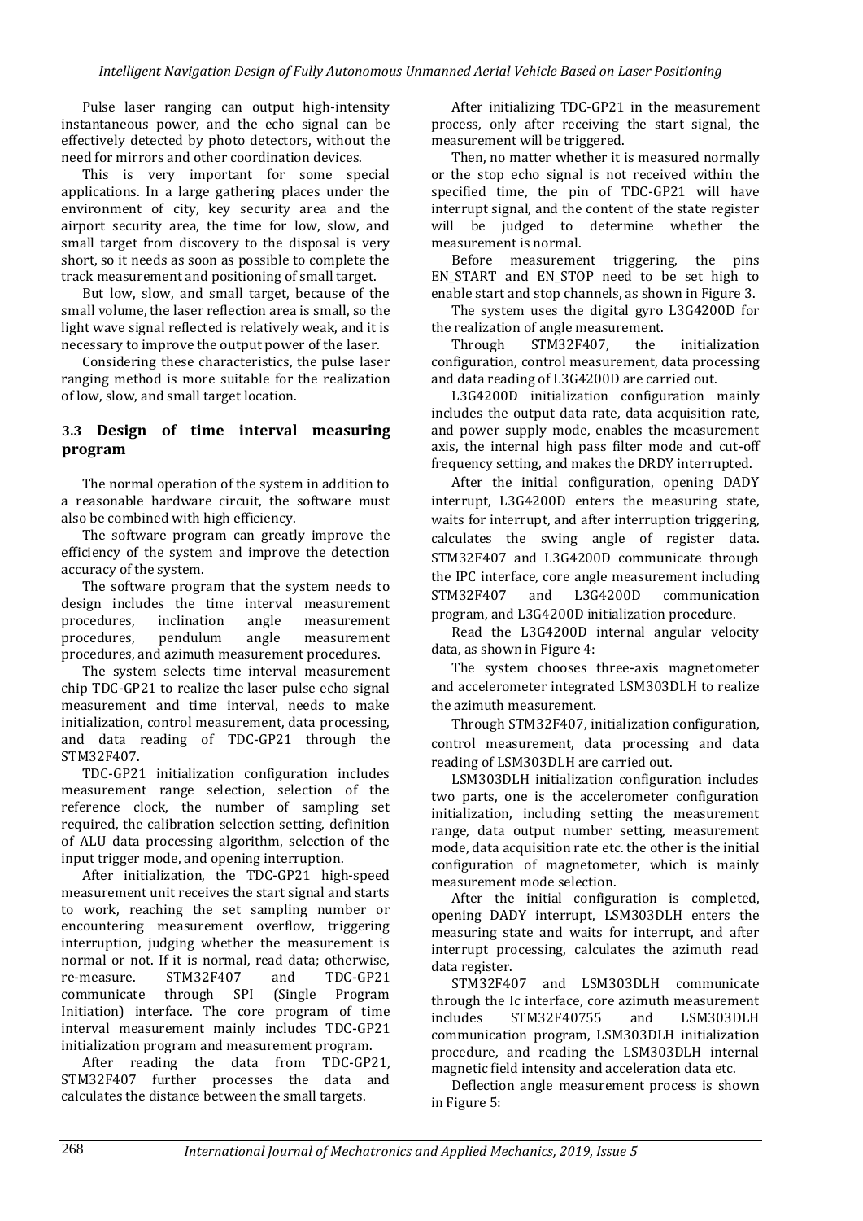Pulse laser ranging can output high-intensity instantaneous power, and the echo signal can be effectively detected by photo detectors, without the need for mirrors and other coordination devices.

This is very important for some special applications. In a large gathering places under the environment of city, key security area and the airport security area, the time for low, slow, and small target from discovery to the disposal is very short, so it needs as soon as possible to complete the track measurement and positioning of small target.

But low, slow, and small target, because of the small volume, the laser reflection area is small, so the light wave signal reflected is relatively weak, and it is necessary to improve the output power of the laser.

Considering these characteristics, the pulse laser ranging method is more suitable for the realization of low, slow, and small target location.

### 3.3 Design of time interval measuring program

The normal operation of the system in addition to a reasonable hardware circuit, the software must also be combined with high efficiency.

The software program can greatly improve the efficiency of the system and improve the detection accuracy of the system.

The software program that the system needs to design includes the time interval measurement procedures, inclination angle measurement procedures, pendulum angle measurement procedures, and azimuth measurement procedures.

The system selects time interval measurement chip TDC-GP21 to realize the laser pulse echo signal measurement and time interval, needs to make initialization, control measurement, data processing, and data reading of TDC-GP21 through the STM32F407.

TDC-GP21 initialization configuration includes measurement range selection, selection of the reference clock, the number of sampling set required, the calibration selection setting, definition of ALU data processing algorithm, selection of the input trigger mode, and opening interruption.

After initialization, the TDC-GP21 high-speed measurement unit receives the start signal and starts to work, reaching the set sampling number or encountering measurement overflow, triggering interruption, judging whether the measurement is normal or not. If it is normal, read data; otherwise, re-measure. STM32F407 and TDC-GP21 communicate through SPI (Single Program Initiation) interface. The core program of time interval measurement mainly includes TDC-GP21 initialization program and measurement program.

After reading the data from TDC-GP21, STM32F407 further processes the data and calculates the distance between the small targets.

After initializing TDC-GP21 in the measurement process, only after receiving the start signal, the measurement will be triggered.

Then, no matter whether it is measured normally or the stop echo signal is not received within the specified time, the pin of TDC-GP21 will have interrupt signal, and the content of the state register will be judged to determine whether the measurement is normal.

Before measurement triggering, the pins EN_START and EN_STOP need to be set high to enable start and stop channels, as shown in Figure 3.

The system uses the digital gyro L3G4200D for the realization of angle measurement.

Through STM32F407, the initialization configuration, control measurement, data processing and data reading of L3G4200D are carried out.

L3G4200D initialization configuration mainly includes the output data rate, data acquisition rate, and power supply mode, enables the measurement axis, the internal high pass filter mode and cut-off frequency setting, and makes the DRDY interrupted.

After the initial configuration, opening DADY interrupt, L3G4200D enters the measuring state, waits for interrupt, and after interruption triggering, calculates the swing angle of register data. STM32F407 and L3G4200D communicate through the IPC interface, core angle measurement including STM32F407 and L3G4200D communication program, and L3G4200D initialization procedure.

Read the L3G4200D internal angular velocity data, as shown in Figure 4:

The system chooses three-axis magnetometer and accelerometer integrated LSM303DLH to realize the azimuth measurement.

Through STM32F407, initialization configuration, control measurement, data processing and data reading of LSM303DLH are carried out.

LSM303DLH initialization configuration includes two parts, one is the accelerometer configuration initialization, including setting the measurement range, data output number setting, measurement mode, data acquisition rate etc. the other is the initial configuration of magnetometer, which is mainly measurement mode selection.

After the initial configuration is completed, opening DADY interrupt, LSM303DLH enters the measuring state and waits for interrupt, and after interrupt processing, calculates the azimuth read data register.

STM32F407 and LSM303DLH communicate through the Ic interface, core azimuth measurement includes STM32F40755 and LSM303DLH communication program, LSM303DLH initialization procedure, and reading the LSM303DLH internal magnetic field intensity and acceleration data etc.

Deflection angle measurement process is shown in Figure 5: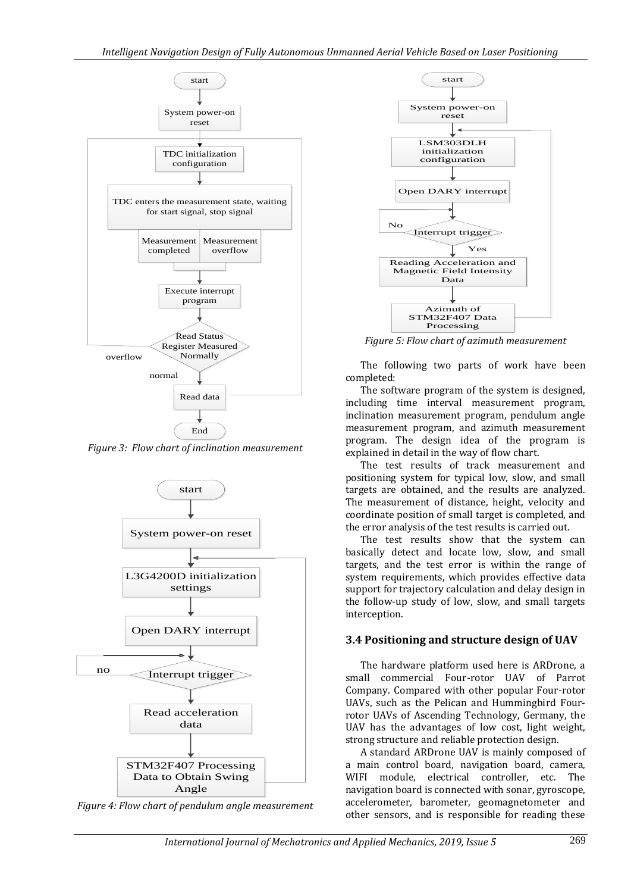Figure 3: Flow chart of inclination measurement

Figure 4: Flow chart of pendulum angle measurement

Figure 5: Flow chart of azimuth measurement

The following two parts of work have been completed:

The software program of the system is designed, including time interval measurement program, inclination measurement program, pendulum angle measurement program, and azimuth measurement program. The design idea of the program is explained in detail in the way of flow chart.

The test results of track measurement and positioning system for typical low, slow, and small targets are obtained, and the results are analyzed. The measurement of distance, height, velocity and coordinate position of small target is completed, and the error analysis of the test results is carried out.

The test results show that the system can basically detect and locate low, slow, and small targets, and the test error is within the range of system requirements, which provides effective data support for trajectory calculation and delay design in the follow-up study of low, slow, and small targets interception.

### 3.4 Positioning and structure design of UAV

The hardware platform used here is ARDrone, a small commercial Four-rotor UAV of Parrot Company. Compared with other popular Four-rotor UAVs, such as the Pelican and Hummingbird Four-rotor UAVs of Ascending Technology, Germany, the UAV has the advantages of low cost, light weight, strong structure and reliable protection design.

A standard ARDrone UAV is mainly composed of a main control board, navigation board, camera, WIFI module, electrical controller, etc. The navigation board is connected with sonar, gyroscope, accelerometer, barometer, geomagnetometer and other sensors, and is responsible for reading these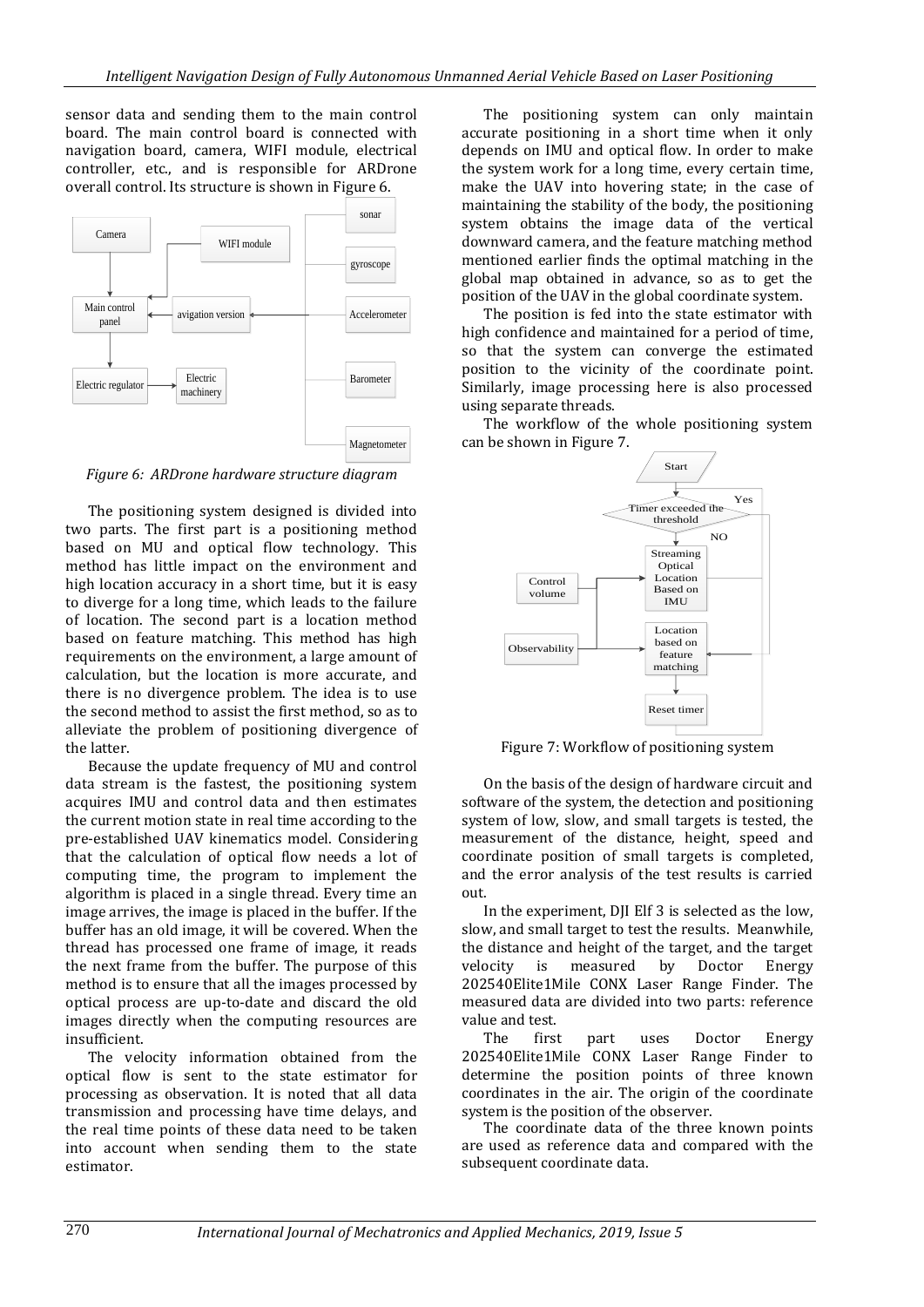sensor data and sending them to the main control board. The main control board is connected with navigation board, camera, WIFI module, electrical controller, etc., and is responsible for ARDrone overall control. Its structure is shown in Figure 6.

*Figure 6: ARDrone hardware structure diagram*

The positioning system designed is divided into two parts. The first part is a positioning method based on MU and optical flow technology. This method has little impact on the environment and high location accuracy in a short time, but it is easy to diverge for a long time, which leads to the failure of location. The second part is a location method based on feature matching. This method has high requirements on the environment, a large amount of calculation, but the location is more accurate, and there is no divergence problem. The idea is to use the second method to assist the first method, so as to alleviate the problem of positioning divergence of the latter.

Because the update frequency of MU and control data stream is the fastest, the positioning system acquires IMU and control data and then estimates the current motion state in real time according to the pre-established UAV kinematics model. Considering that the calculation of optical flow needs a lot of computing time, the program to implement the algorithm is placed in a single thread. Every time an image arrives, the image is placed in the buffer. If the buffer has an old image, it will be covered. When the thread has processed one frame of image, it reads the next frame from the buffer. The purpose of this method is to ensure that all the images processed by optical process are up-to-date and discard the old images directly when the computing resources are insufficient.

The velocity information obtained from the optical flow is sent to the state estimator for processing as observation. It is noted that all data transmission and processing have time delays, and the real time points of these data need to be taken into account when sending them to the state estimator.

The positioning system can only maintain accurate positioning in a short time when it only depends on IMU and optical flow. In order to make the system work for a long time, every certain time, make the UAV into hovering state; in the case of maintaining the stability of the body, the positioning system obtains the image data of the vertical downward camera, and the feature matching method mentioned earlier finds the optimal matching in the global map obtained in advance, so as to get the position of the UAV in the global coordinate system.

The position is fed into the state estimator with high confidence and maintained for a period of time, so that the system can converge the estimated position to the vicinity of the coordinate point. Similarly, image processing here is also processed using separate threads.

The workflow of the whole positioning system can be shown in Figure 7.

Figure 7: Workflow of positioning system

On the basis of the design of hardware circuit and software of the system, the detection and positioning system of low, slow, and small targets is tested, the measurement of the distance, height, speed and coordinate position of small targets is completed, and the error analysis of the test results is carried out.

In the experiment, DJI Elf 3 is selected as the low, slow, and small target to test the results. Meanwhile, the distance and height of the target, and the target velocity is measured by Doctor Energy 202540Elite1Mile CONX Laser Range Finder. The measured data are divided into two parts: reference value and test.

The first part uses Doctor Energy 202540Elite1Mile CONX Laser Range Finder to determine the position points of three known coordinates in the air. The origin of the coordinate system is the position of the observer.

The coordinate data of the three known points are used as reference data and compared with the subsequent coordinate data.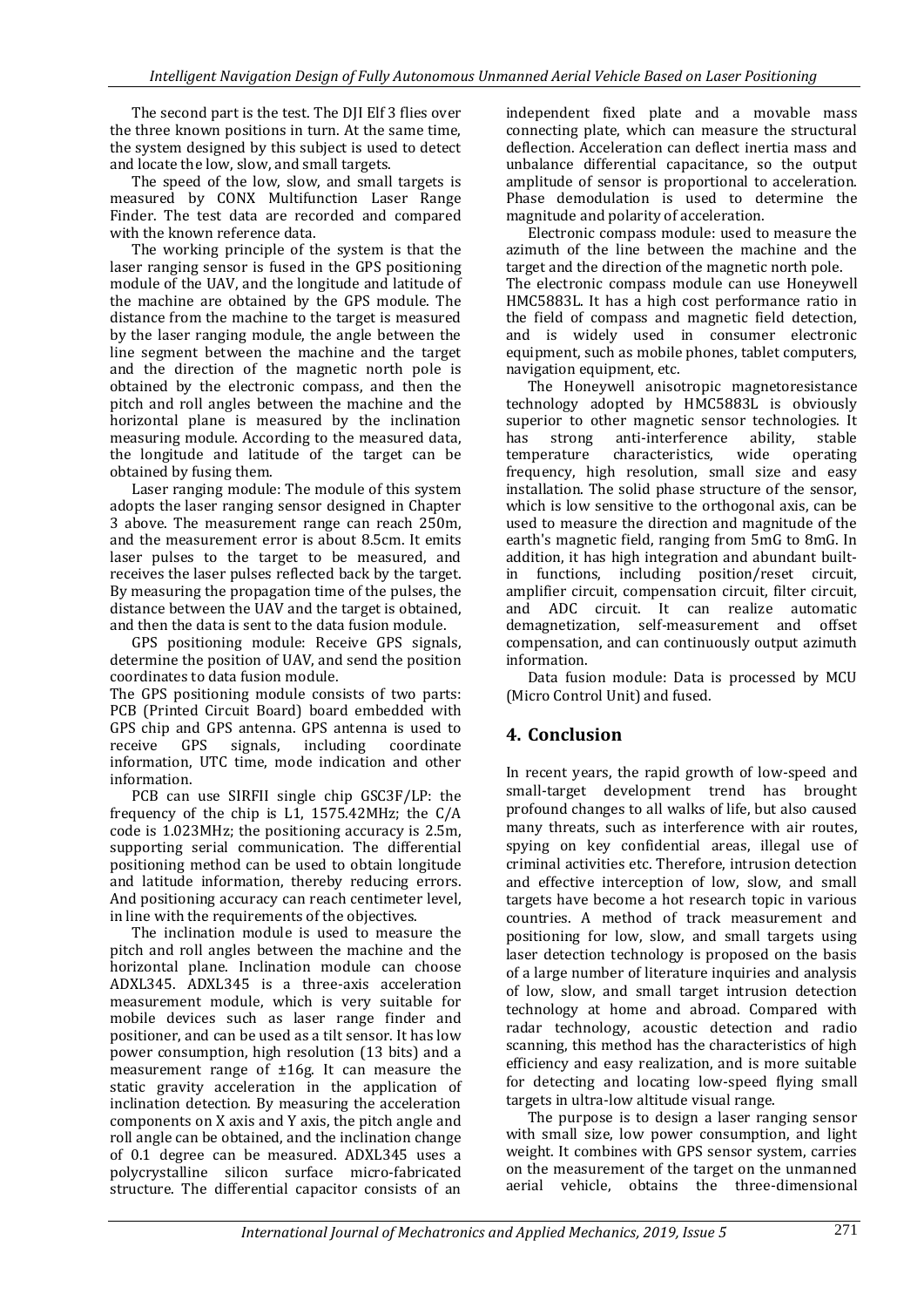The second part is the test. The DJI Elf 3 flies over the three known positions in turn. At the same time, the system designed by this subject is used to detect and locate the low, slow, and small targets.

The speed of the low, slow, and small targets is measured by CONX Multifunction Laser Range Finder. The test data are recorded and compared with the known reference data.

The working principle of the system is that the laser ranging sensor is fused in the GPS positioning module of the UAV, and the longitude and latitude of the machine are obtained by the GPS module. The distance from the machine to the target is measured by the laser ranging module, the angle between the line segment between the machine and the target and the direction of the magnetic north pole is obtained by the electronic compass, and then the pitch and roll angles between the machine and the horizontal plane is measured by the inclination measuring module. According to the measured data, the longitude and latitude of the target can be obtained by fusing them.

Laser ranging module: The module of this system adopts the laser ranging sensor designed in Chapter 3 above. The measurement range can reach 250m, and the measurement error is about 8.5cm. It emits laser pulses to the target to be measured, and receives the laser pulses reflected back by the target. By measuring the propagation time of the pulses, the distance between the UAV and the target is obtained, and then the data is sent to the data fusion module.

GPS positioning module: Receive GPS signals, determine the position of UAV, and send the position coordinates to data fusion module.

The GPS positioning module consists of two parts: PCB (Printed Circuit Board) board embedded with GPS chip and GPS antenna. GPS antenna is used to receive GPS signals, including coordinate information, UTC time, mode indication and other information.

PCB can use SIRFII single chip GSC3F/LP: the frequency of the chip is L1, 1575.42MHz; the C/A code is 1.023MHz; the positioning accuracy is 2.5m, supporting serial communication. The differential positioning method can be used to obtain longitude and latitude information, thereby reducing errors. And positioning accuracy can reach centimeter level, in line with the requirements of the objectives.

The inclination module is used to measure the pitch and roll angles between the machine and the horizontal plane. Inclination module can choose ADXL345. ADXL345 is a three-axis acceleration measurement module, which is very suitable for mobile devices such as laser range finder and positioner, and can be used as a tilt sensor. It has low power consumption, high resolution (13 bits) and a measurement range of ±16g. It can measure the static gravity acceleration in the application of inclination detection. By measuring the acceleration components on X axis and Y axis, the pitch angle and roll angle can be obtained, and the inclination change of 0.1 degree can be measured. ADXL345 uses a polycrystalline silicon surface micro-fabricated structure. The differential capacitor consists of an independent fixed plate and a movable mass connecting plate, which can measure the structural deflection. Acceleration can deflect inertia mass and unbalance differential capacitance, so the output amplitude of sensor is proportional to acceleration. Phase demodulation is used to determine the magnitude and polarity of acceleration.

Electronic compass module: used to measure the azimuth of the line between the machine and the target and the direction of the magnetic north pole.

The electronic compass module can use Honeywell HMC5883L. It has a high cost performance ratio in the field of compass and magnetic field detection, and is widely used in consumer electronic equipment, such as mobile phones, tablet computers, navigation equipment, etc.

The Honeywell anisotropic magnetoresistance technology adopted by HMC5883L is obviously superior to other magnetic sensor technologies. It has strong anti-interference ability, stable temperature characteristics, wide operating frequency, high resolution, small size and easy installation. The solid phase structure of the sensor, which is low sensitive to the orthogonal axis, can be used to measure the direction and magnitude of the earth's magnetic field, ranging from 5mG to 8mG. In addition, it has high integration and abundant built-in functions, including position/reset circuit, amplifier circuit, compensation circuit, filter circuit, and ADC circuit. It can realize automatic demagnetization, self-measurement and offset compensation, and can continuously output azimuth information.

Data fusion module: Data is processed by MCU (Micro Control Unit) and fused.

## 4. Conclusion

In recent years, the rapid growth of low-speed and small-target development trend has brought profound changes to all walks of life, but also caused many threats, such as interference with air routes, spying on key confidential areas, illegal use of criminal activities etc. Therefore, intrusion detection and effective interception of low, slow, and small targets have become a hot research topic in various countries. A method of track measurement and positioning for low, slow, and small targets using laser detection technology is proposed on the basis of a large number of literature inquiries and analysis of low, slow, and small target intrusion detection technology at home and abroad. Compared with radar technology, acoustic detection and radio scanning, this method has the characteristics of high efficiency and easy realization, and is more suitable for detecting and locating low-speed flying small targets in ultra-low altitude visual range.

The purpose is to design a laser ranging sensor with small size, low power consumption, and light weight. It combines with GPS sensor system, carries on the measurement of the target on the unmanned aerial vehicle, obtains the three-dimensional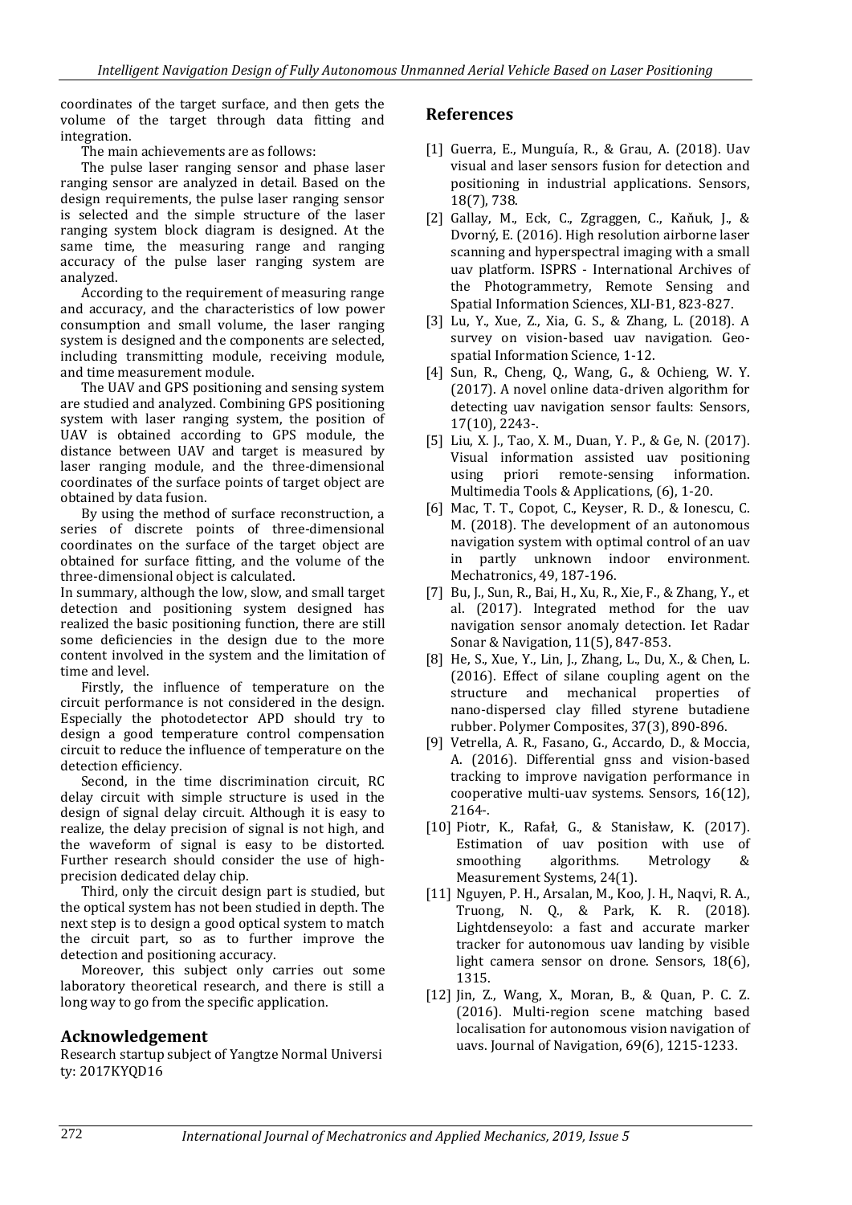coordinates of the target surface, and then gets the volume of the target through data fitting and integration.

The main achievements are as follows:

The pulse laser ranging sensor and phase laser ranging sensor are analyzed in detail. Based on the design requirements, the pulse laser ranging sensor is selected and the simple structure of the laser ranging system block diagram is designed. At the same time, the measuring range and ranging accuracy of the pulse laser ranging system are analyzed.

According to the requirement of measuring range and accuracy, and the characteristics of low power consumption and small volume, the laser ranging system is designed and the components are selected, including transmitting module, receiving module, and time measurement module.

The UAV and GPS positioning and sensing system are studied and analyzed. Combining GPS positioning system with laser ranging system, the position of UAV is obtained according to GPS module, the distance between UAV and target is measured by laser ranging module, and the three-dimensional coordinates of the surface points of target object are obtained by data fusion.

By using the method of surface reconstruction, a series of discrete points of three-dimensional coordinates on the surface of the target object are obtained for surface fitting, and the volume of the three-dimensional object is calculated.

In summary, although the low, slow, and small target detection and positioning system designed has realized the basic positioning function, there are still some deficiencies in the design due to the more content involved in the system and the limitation of time and level.

Firstly, the influence of temperature on the circuit performance is not considered in the design. Especially the photodetector APD should try to design a good temperature control compensation circuit to reduce the influence of temperature on the detection efficiency.

Second, in the time discrimination circuit, RC delay circuit with simple structure is used in the design of signal delay circuit. Although it is easy to realize, the delay precision of signal is not high, and the waveform of signal is easy to be distorted. Further research should consider the use of high-precision dedicated delay chip.

Third, only the circuit design part is studied, but the optical system has not been studied in depth. The next step is to design a good optical system to match the circuit part, so as to further improve the detection and positioning accuracy.

Moreover, this subject only carries out some laboratory theoretical research, and there is still a long way to go from the specific application.

## Acknowledgement

Research startup subject of Yangtze Normal University: 2017KYQD16

## References

[1] Guerra, E., Munguía, R., & Grau, A. (2018). Uav visual and laser sensors fusion for detection and positioning in industrial applications. Sensors, 18(7), 738.

[2] Gallay, M., Eck, C., Zgraggen, C., Kaňuk, J., & Dvorný, E. (2016). High resolution airborne laser scanning and hyperspectral imaging with a small uav platform. ISPRS - International Archives of the Photogrammetry, Remote Sensing and Spatial Information Sciences, XLI-B1, 823-827.

[3] Lu, Y., Xue, Z., Xia, G. S., & Zhang, L. (2018). A survey on vision-based uav navigation. Geo-spatial Information Science, 1-12.

[4] Sun, R., Cheng, Q., Wang, G., & Ochieng, W. Y. (2017). A novel online data-driven algorithm for detecting uav navigation sensor faults: Sensors, 17(10), 2243-.

[5] Liu, X. J., Tao, X. M., Duan, Y. P., & Ge, N. (2017). Visual information assisted uav positioning using priori remote-sensing information. Multimedia Tools & Applications, (6), 1-20.

[6] Mac, T. T., Copot, C., Keyser, R. D., & Ionescu, C. M. (2018). The development of an autonomous navigation system with optimal control of an uav in partly unknown indoor environment. Mechatronics, 49, 187-196.

[7] Bu, J., Sun, R., Bai, H., Xu, R., Xie, F., & Zhang, Y., et al. (2017). Integrated method for the uav navigation sensor anomaly detection. Iet Radar Sonar & Navigation, 11(5), 847-853.

[8] He, S., Xue, Y., Lin, J., Zhang, L., Du, X., & Chen, L. (2016). Effect of silane coupling agent on the structure and mechanical properties of nano-dispersed clay filled styrene butadiene rubber. Polymer Composites, 37(3), 890-896.

[9] Vetrella, A. R., Fasano, G., Accardo, D., & Moccia, A. (2016). Differential gnss and vision-based tracking to improve navigation performance in cooperative multi-uav systems. Sensors, 16(12), 2164-.

[10] Piotr, K., Rafał, G., & Stanisław, K. (2017). Estimation of uav position with use of smoothing algorithms. Metrology & Measurement Systems, 24(1).

[11] Nguyen, P. H., Arsalan, M., Koo, J. H., Naqvi, R. A., Truong, N. Q., & Park, K. R. (2018). Lightdenseyolo: a fast and accurate marker tracker for autonomous uav landing by visible light camera sensor on drone. Sensors, 18(6), 1315.

[12] Jin, Z., Wang, X., Moran, B., & Quan, P. C. Z. (2016). Multi-region scene matching based localisation for autonomous vision navigation of uavs. Journal of Navigation, 69(6), 1215-1233.